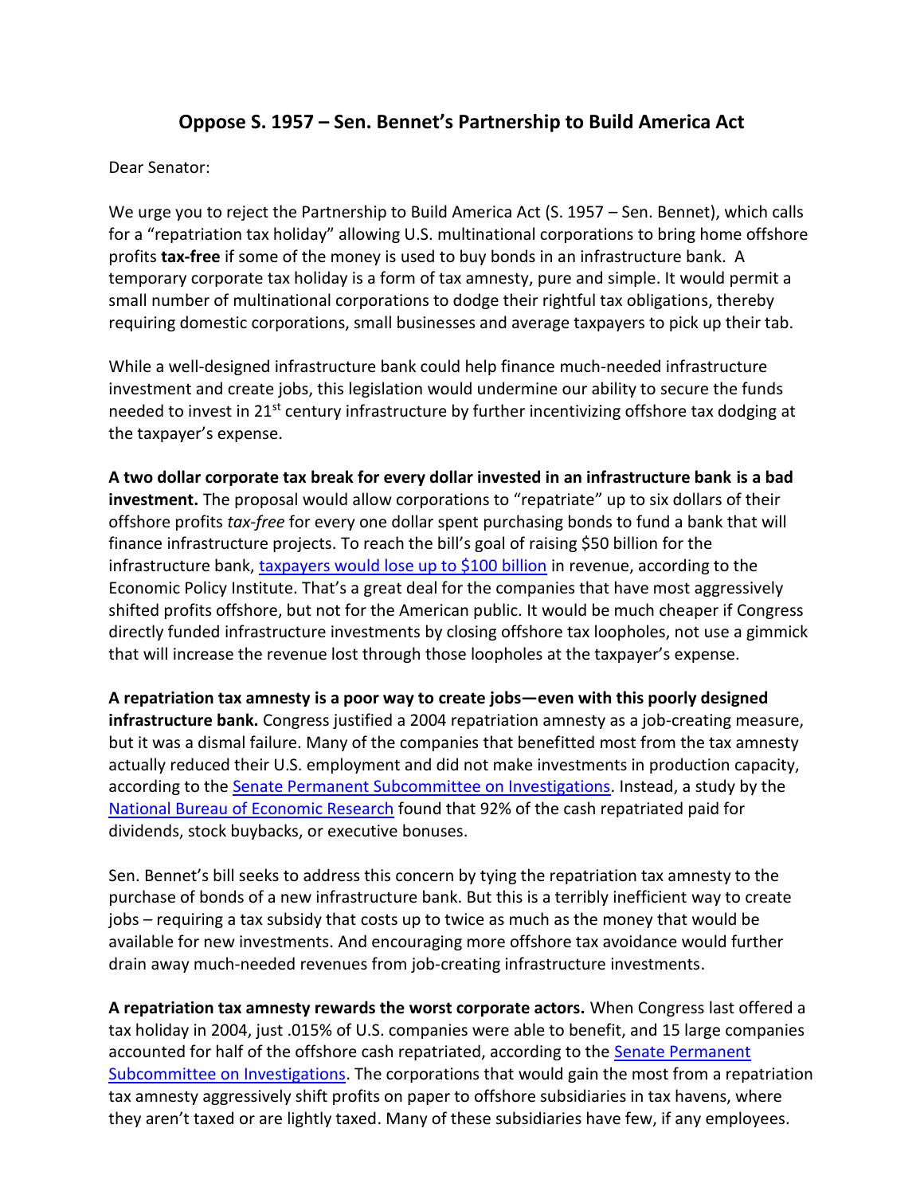# Oppose S. 1957 – Sen. Bennet's Partnership to Build America Act

Dear Senator:

We urge you to reject the Partnership to Build America Act (S. 1957 – Sen. Bennet), which calls for a "repatriation tax holiday" allowing U.S. multinational corporations to bring home offshore profits **tax-free** if some of the money is used to buy bonds in an infrastructure bank. A temporary corporate tax holiday is a form of tax amnesty, pure and simple. It would permit a small number of multinational corporations to dodge their rightful tax obligations, thereby requiring domestic corporations, small businesses and average taxpayers to pick up their tab.

While a well-designed infrastructure bank could help finance much-needed infrastructure investment and create jobs, this legislation would undermine our ability to secure the funds needed to invest in 21st century infrastructure by further incentivizing offshore tax dodging at the taxpayer's expense.

**A two dollar corporate tax break for every dollar invested in an infrastructure bank is a bad investment.** The proposal would allow corporations to "repatriate" up to six dollars of their offshore profits *tax-free* for every one dollar spent purchasing bonds to fund a bank that will finance infrastructure projects. To reach the bill's goal of raising $50 billion for the infrastructure bank, taxpayers would lose up to $100 billion in revenue, according to the Economic Policy Institute. That's a great deal for the companies that have most aggressively shifted profits offshore, but not for the American public. It would be much cheaper if Congress directly funded infrastructure investments by closing offshore tax loopholes, not use a gimmick that will increase the revenue lost through those loopholes at the taxpayer's expense.

**A repatriation tax amnesty is a poor way to create jobs—even with this poorly designed infrastructure bank.** Congress justified a 2004 repatriation amnesty as a job-creating measure, but it was a dismal failure. Many of the companies that benefitted most from the tax amnesty actually reduced their U.S. employment and did not make investments in production capacity, according to the Senate Permanent Subcommittee on Investigations. Instead, a study by the National Bureau of Economic Research found that 92% of the cash repatriated paid for dividends, stock buybacks, or executive bonuses.

Sen. Bennet's bill seeks to address this concern by tying the repatriation tax amnesty to the purchase of bonds of a new infrastructure bank. But this is a terribly inefficient way to create jobs – requiring a tax subsidy that costs up to twice as much as the money that would be available for new investments. And encouraging more offshore tax avoidance would further drain away much-needed revenues from job-creating infrastructure investments.

**A repatriation tax amnesty rewards the worst corporate actors.** When Congress last offered a tax holiday in 2004, just .015% of U.S. companies were able to benefit, and 15 large companies accounted for half of the offshore cash repatriated, according to the Senate Permanent Subcommittee on Investigations. The corporations that would gain the most from a repatriation tax amnesty aggressively shift profits on paper to offshore subsidiaries in tax havens, where they aren't taxed or are lightly taxed. Many of these subsidiaries have few, if any employees.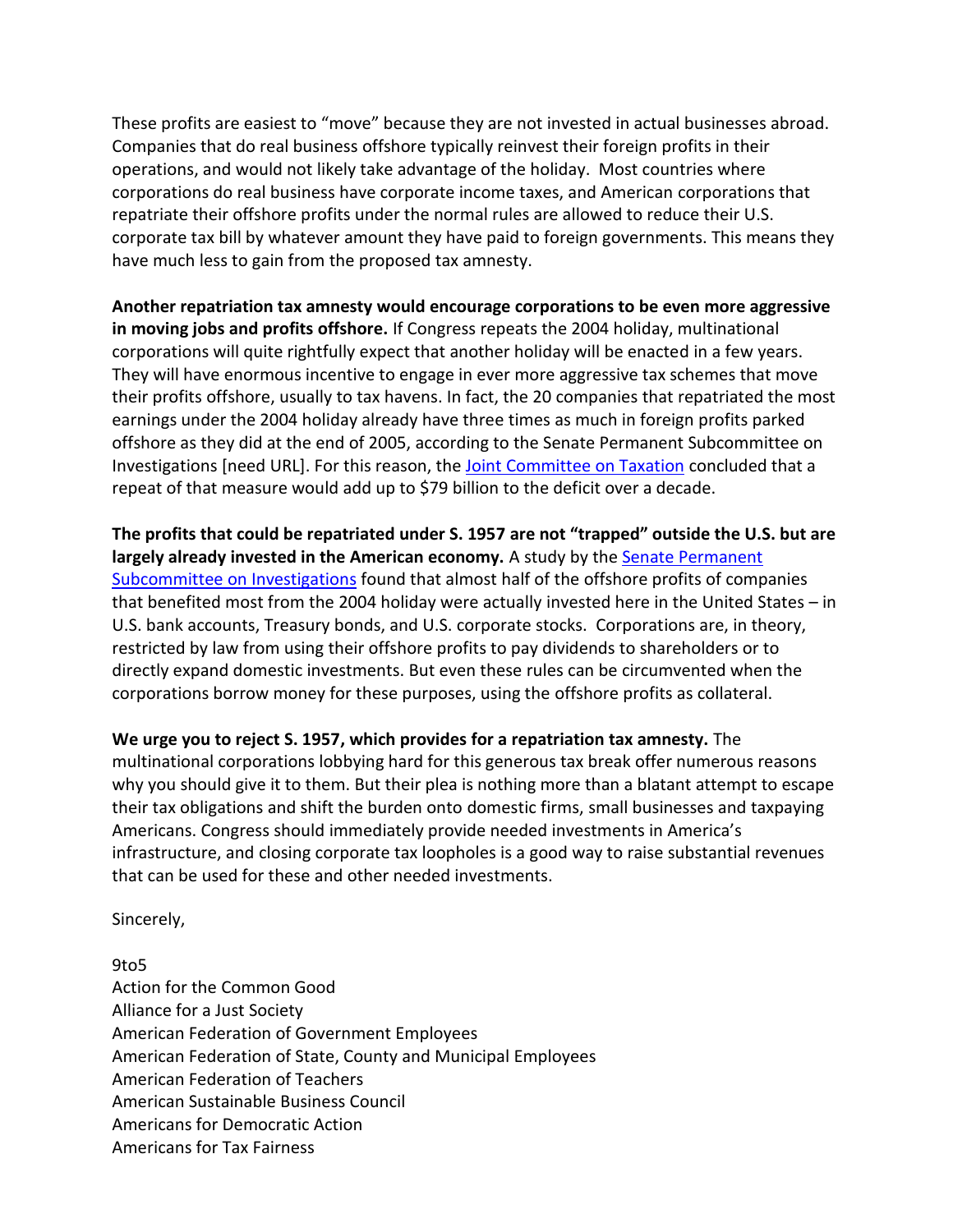These profits are easiest to "move" because they are not invested in actual businesses abroad. Companies that do real business offshore typically reinvest their foreign profits in their operations, and would not likely take advantage of the holiday. Most countries where corporations do real business have corporate income taxes, and American corporations that repatriate their offshore profits under the normal rules are allowed to reduce their U.S. corporate tax bill by whatever amount they have paid to foreign governments. This means they have much less to gain from the proposed tax amnesty.

**Another repatriation tax amnesty would encourage corporations to be even more aggressive in moving jobs and profits offshore.** If Congress repeats the 2004 holiday, multinational corporations will quite rightfully expect that another holiday will be enacted in a few years. They will have enormous incentive to engage in ever more aggressive tax schemes that move their profits offshore, usually to tax havens. In fact, the 20 companies that repatriated the most earnings under the 2004 holiday already have three times as much in foreign profits parked offshore as they did at the end of 2005, according to the Senate Permanent Subcommittee on Investigations [need URL]. For this reason, the Joint Committee on Taxation concluded that a repeat of that measure would add up to $79 billion to the deficit over a decade.

**The profits that could be repatriated under S. 1957 are not "trapped" outside the U.S. but are largely already invested in the American economy.** A study by the Senate Permanent Subcommittee on Investigations found that almost half of the offshore profits of companies that benefited most from the 2004 holiday were actually invested here in the United States – in U.S. bank accounts, Treasury bonds, and U.S. corporate stocks. Corporations are, in theory, restricted by law from using their offshore profits to pay dividends to shareholders or to directly expand domestic investments. But even these rules can be circumvented when the corporations borrow money for these purposes, using the offshore profits as collateral.

**We urge you to reject S. 1957, which provides for a repatriation tax amnesty.** The multinational corporations lobbying hard for this generous tax break offer numerous reasons why you should give it to them. But their plea is nothing more than a blatant attempt to escape their tax obligations and shift the burden onto domestic firms, small businesses and taxpaying Americans. Congress should immediately provide needed investments in America's infrastructure, and closing corporate tax loopholes is a good way to raise substantial revenues that can be used for these and other needed investments.

Sincerely,

9to5
Action for the Common Good
Alliance for a Just Society
American Federation of Government Employees
American Federation of State, County and Municipal Employees
American Federation of Teachers
American Sustainable Business Council
Americans for Democratic Action
Americans for Tax Fairness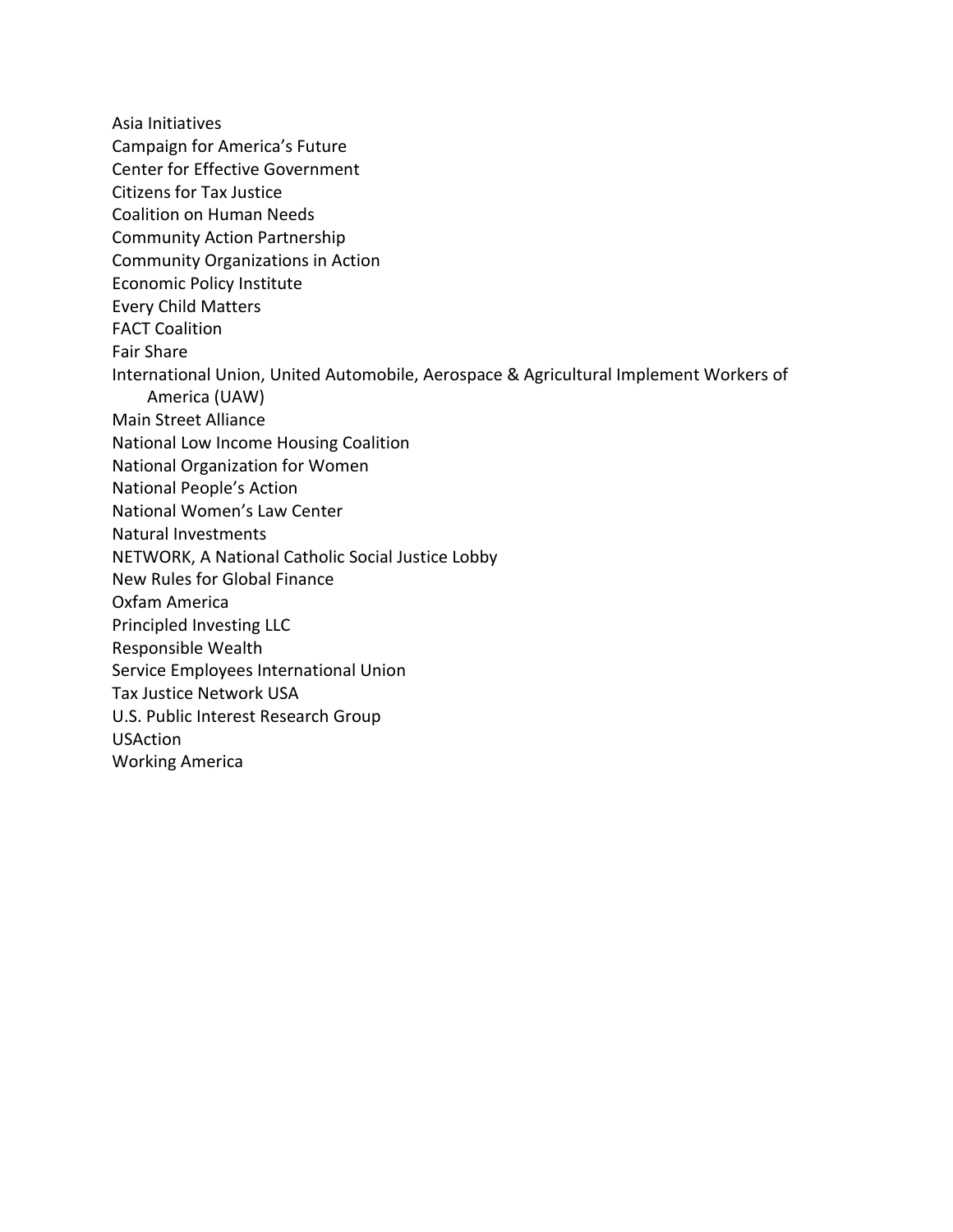Asia Initiatives
Campaign for America's Future
Center for Effective Government
Citizens for Tax Justice
Coalition on Human Needs
Community Action Partnership
Community Organizations in Action
Economic Policy Institute
Every Child Matters
FACT Coalition
Fair Share
International Union, United Automobile, Aerospace & Agricultural Implement Workers of America (UAW)
Main Street Alliance
National Low Income Housing Coalition
National Organization for Women
National People's Action
National Women's Law Center
Natural Investments
NETWORK, A National Catholic Social Justice Lobby
New Rules for Global Finance
Oxfam America
Principled Investing LLC
Responsible Wealth
Service Employees International Union
Tax Justice Network USA
U.S. Public Interest Research Group
USAction
Working America